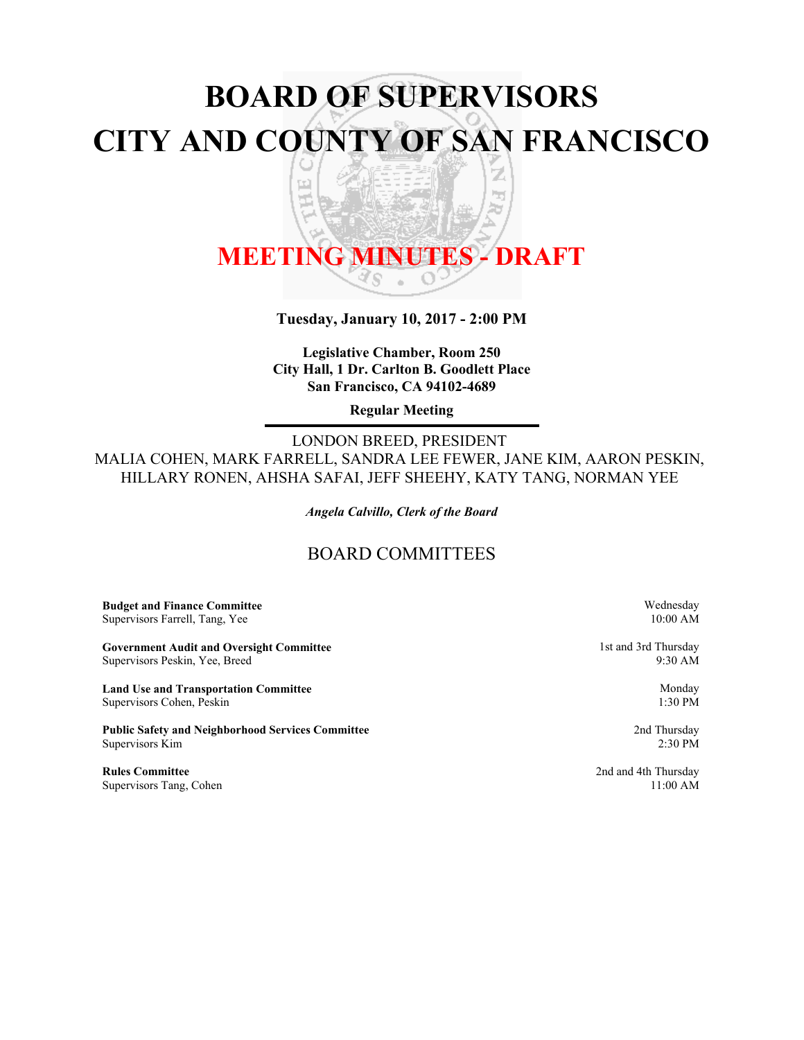# BOARD OF SUPERVISORS
# CITY AND COUNTY OF SAN FRANCISCO

## MEETING MINUTES - DRAFT

**Tuesday, January 10, 2017 - 2:00 PM**

**Legislative Chamber, Room 250**
**City Hall, 1 Dr. Carlton B. Goodlett Place**
**San Francisco, CA 94102-4689**

**Regular Meeting**

LONDON BREED, PRESIDENT
MALIA COHEN, MARK FARRELL, SANDRA LEE FEWER, JANE KIM, AARON PESKIN, HILLARY RONEN, AHSHA SAFAI, JEFF SHEEHY, KATY TANG, NORMAN YEE

***Angela Calvillo, Clerk of the Board***

## BOARD COMMITTEES

| Committee | Schedule |
|---|---|
| **Budget and Finance Committee**<br>Supervisors Farrell, Tang, Yee | Wednesday<br>10:00 AM |
| **Government Audit and Oversight Committee**<br>Supervisors Peskin, Yee, Breed | 1st and 3rd Thursday<br>9:30 AM |
| **Land Use and Transportation Committee**<br>Supervisors Cohen, Peskin | Monday<br>1:30 PM |
| **Public Safety and Neighborhood Services Committee**<br>Supervisors Kim | 2nd Thursday<br>2:30 PM |
| **Rules Committee**<br>Supervisors Tang, Cohen | 2nd and 4th Thursday<br>11:00 AM |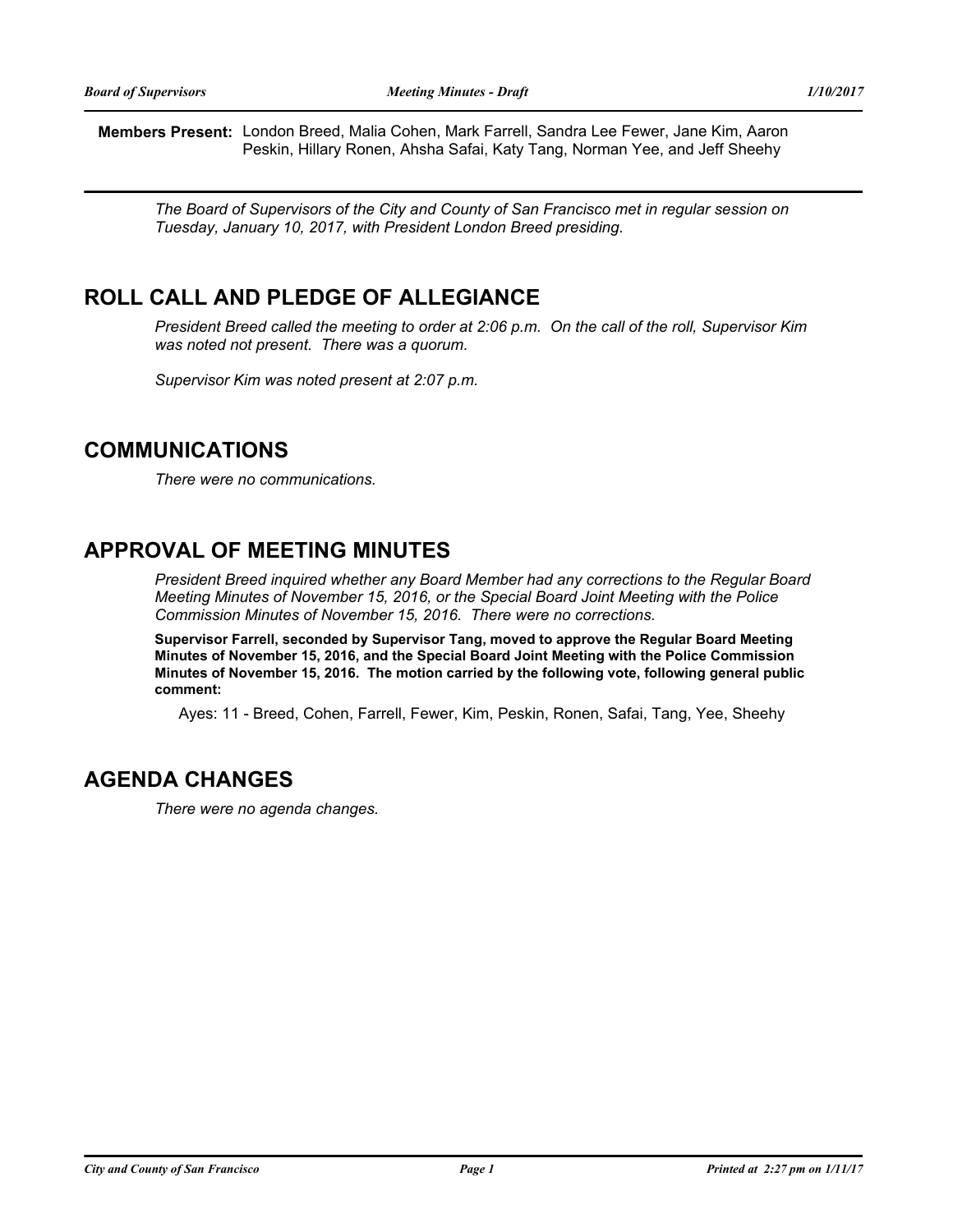**Members Present:** London Breed, Malia Cohen, Mark Farrell, Sandra Lee Fewer, Jane Kim, Aaron Peskin, Hillary Ronen, Ahsha Safai, Katy Tang, Norman Yee, and Jeff Sheehy

*The Board of Supervisors of the City and County of San Francisco met in regular session on Tuesday, January 10, 2017, with President London Breed presiding.*

## ROLL CALL AND PLEDGE OF ALLEGIANCE

*President Breed called the meeting to order at 2:06 p.m. On the call of the roll, Supervisor Kim was noted not present. There was a quorum.*

*Supervisor Kim was noted present at 2:07 p.m.*

## COMMUNICATIONS

*There were no communications.*

## APPROVAL OF MEETING MINUTES

*President Breed inquired whether any Board Member had any corrections to the Regular Board Meeting Minutes of November 15, 2016, or the Special Board Joint Meeting with the Police Commission Minutes of November 15, 2016. There were no corrections.*

**Supervisor Farrell, seconded by Supervisor Tang, moved to approve the Regular Board Meeting Minutes of November 15, 2016, and the Special Board Joint Meeting with the Police Commission Minutes of November 15, 2016. The motion carried by the following vote, following general public comment:**

Ayes: 11 - Breed, Cohen, Farrell, Fewer, Kim, Peskin, Ronen, Safai, Tang, Yee, Sheehy

## AGENDA CHANGES

*There were no agenda changes.*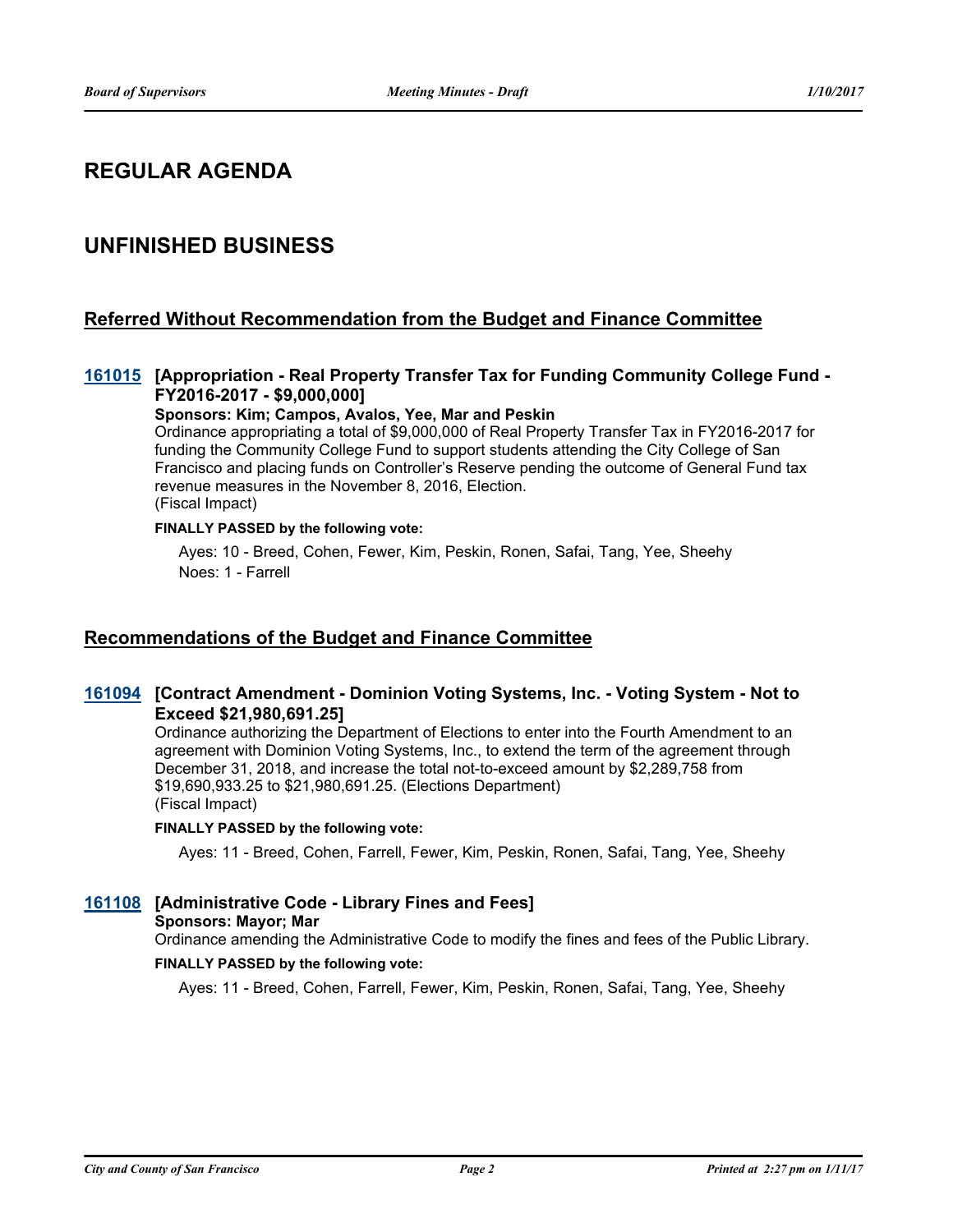# REGULAR AGENDA

# UNFINISHED BUSINESS

## Referred Without Recommendation from the Budget and Finance Committee

### 161015 [Appropriation - Real Property Transfer Tax for Funding Community College Fund - FY2016-2017 - $9,000,000]

**Sponsors: Kim; Campos, Avalos, Yee, Mar and Peskin**

Ordinance appropriating a total of $9,000,000 of Real Property Transfer Tax in FY2016-2017 for funding the Community College Fund to support students attending the City College of San Francisco and placing funds on Controller's Reserve pending the outcome of General Fund tax revenue measures in the November 8, 2016, Election.
(Fiscal Impact)

**FINALLY PASSED by the following vote:**

Ayes: 10 - Breed, Cohen, Fewer, Kim, Peskin, Ronen, Safai, Tang, Yee, Sheehy
Noes: 1 - Farrell

## Recommendations of the Budget and Finance Committee

### 161094 [Contract Amendment - Dominion Voting Systems, Inc. - Voting System - Not to Exceed $21,980,691.25]

Ordinance authorizing the Department of Elections to enter into the Fourth Amendment to an agreement with Dominion Voting Systems, Inc., to extend the term of the agreement through December 31, 2018, and increase the total not-to-exceed amount by $2,289,758 from $19,690,933.25 to $21,980,691.25. (Elections Department)
(Fiscal Impact)

**FINALLY PASSED by the following vote:**

Ayes: 11 - Breed, Cohen, Farrell, Fewer, Kim, Peskin, Ronen, Safai, Tang, Yee, Sheehy

### 161108 [Administrative Code - Library Fines and Fees]

**Sponsors: Mayor; Mar**

Ordinance amending the Administrative Code to modify the fines and fees of the Public Library.

**FINALLY PASSED by the following vote:**

Ayes: 11 - Breed, Cohen, Farrell, Fewer, Kim, Peskin, Ronen, Safai, Tang, Yee, Sheehy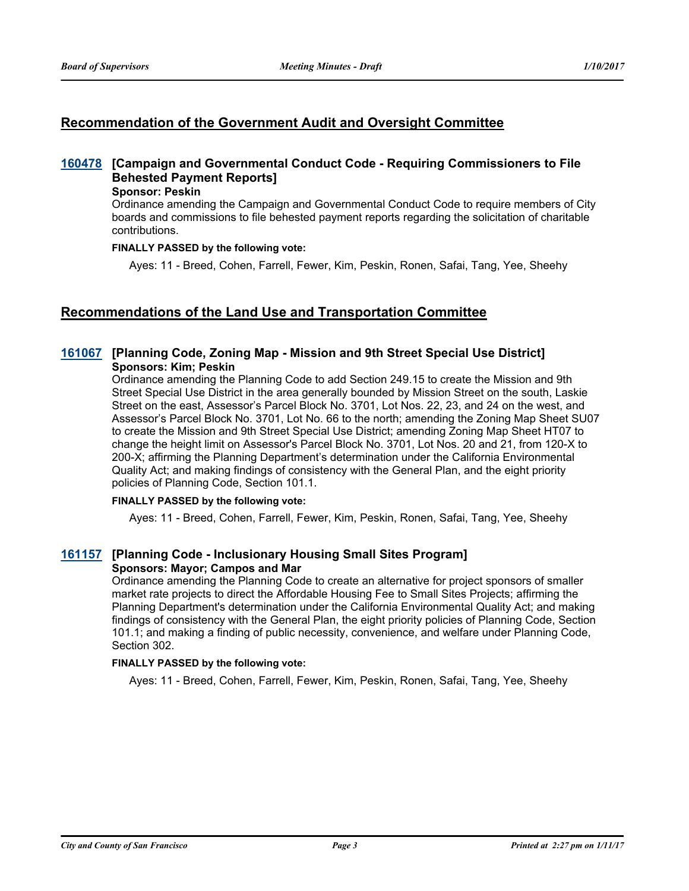## Recommendation of the Government Audit and Oversight Committee

### 160478 [Campaign and Governmental Conduct Code - Requiring Commissioners to File Behested Payment Reports]

**Sponsor: Peskin**

Ordinance amending the Campaign and Governmental Conduct Code to require members of City boards and commissions to file behested payment reports regarding the solicitation of charitable contributions.

**FINALLY PASSED by the following vote:**

Ayes: 11 - Breed, Cohen, Farrell, Fewer, Kim, Peskin, Ronen, Safai, Tang, Yee, Sheehy

## Recommendations of the Land Use and Transportation Committee

### 161067 [Planning Code, Zoning Map - Mission and 9th Street Special Use District]

**Sponsors: Kim; Peskin**

Ordinance amending the Planning Code to add Section 249.15 to create the Mission and 9th Street Special Use District in the area generally bounded by Mission Street on the south, Laskie Street on the east, Assessor's Parcel Block No. 3701, Lot Nos. 22, 23, and 24 on the west, and Assessor's Parcel Block No. 3701, Lot No. 66 to the north; amending the Zoning Map Sheet SU07 to create the Mission and 9th Street Special Use District; amending Zoning Map Sheet HT07 to change the height limit on Assessor's Parcel Block No. 3701, Lot Nos. 20 and 21, from 120-X to 200-X; affirming the Planning Department's determination under the California Environmental Quality Act; and making findings of consistency with the General Plan, and the eight priority policies of Planning Code, Section 101.1.

**FINALLY PASSED by the following vote:**

Ayes: 11 - Breed, Cohen, Farrell, Fewer, Kim, Peskin, Ronen, Safai, Tang, Yee, Sheehy

### 161157 [Planning Code - Inclusionary Housing Small Sites Program]

**Sponsors: Mayor; Campos and Mar**

Ordinance amending the Planning Code to create an alternative for project sponsors of smaller market rate projects to direct the Affordable Housing Fee to Small Sites Projects; affirming the Planning Department's determination under the California Environmental Quality Act; and making findings of consistency with the General Plan, the eight priority policies of Planning Code, Section 101.1; and making a finding of public necessity, convenience, and welfare under Planning Code, Section 302.

**FINALLY PASSED by the following vote:**

Ayes: 11 - Breed, Cohen, Farrell, Fewer, Kim, Peskin, Ronen, Safai, Tang, Yee, Sheehy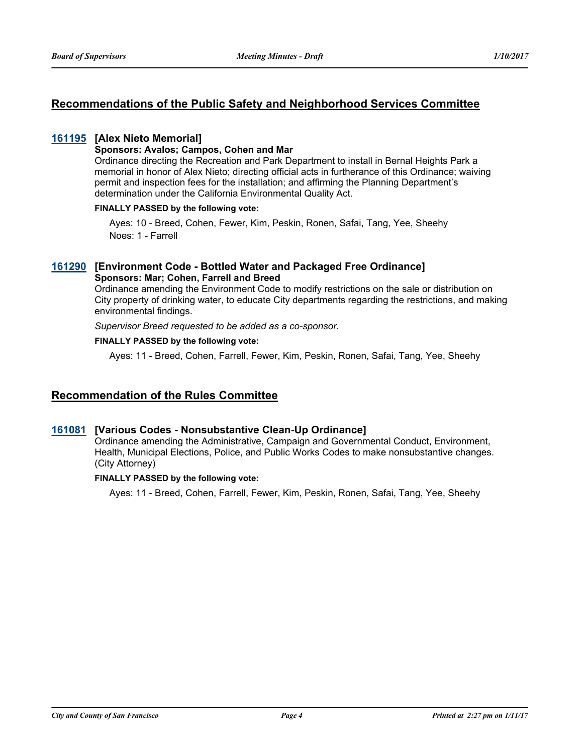## Recommendations of the Public Safety and Neighborhood Services Committee

### [161195](161195) [Alex Nieto Memorial]

**Sponsors: Avalos; Campos, Cohen and Mar**

Ordinance directing the Recreation and Park Department to install in Bernal Heights Park a memorial in honor of Alex Nieto; directing official acts in furtherance of this Ordinance; waiving permit and inspection fees for the installation; and affirming the Planning Department's determination under the California Environmental Quality Act.

**FINALLY PASSED by the following vote:**

Ayes: 10 - Breed, Cohen, Fewer, Kim, Peskin, Ronen, Safai, Tang, Yee, Sheehy
Noes: 1 - Farrell

### [161290](161290) [Environment Code - Bottled Water and Packaged Free Ordinance]

**Sponsors: Mar; Cohen, Farrell and Breed**

Ordinance amending the Environment Code to modify restrictions on the sale or distribution on City property of drinking water, to educate City departments regarding the restrictions, and making environmental findings.

*Supervisor Breed requested to be added as a co-sponsor.*

**FINALLY PASSED by the following vote:**

Ayes: 11 - Breed, Cohen, Farrell, Fewer, Kim, Peskin, Ronen, Safai, Tang, Yee, Sheehy

## Recommendation of the Rules Committee

### [161081](161081) [Various Codes - Nonsubstantive Clean-Up Ordinance]

Ordinance amending the Administrative, Campaign and Governmental Conduct, Environment, Health, Municipal Elections, Police, and Public Works Codes to make nonsubstantive changes. (City Attorney)

**FINALLY PASSED by the following vote:**

Ayes: 11 - Breed, Cohen, Farrell, Fewer, Kim, Peskin, Ronen, Safai, Tang, Yee, Sheehy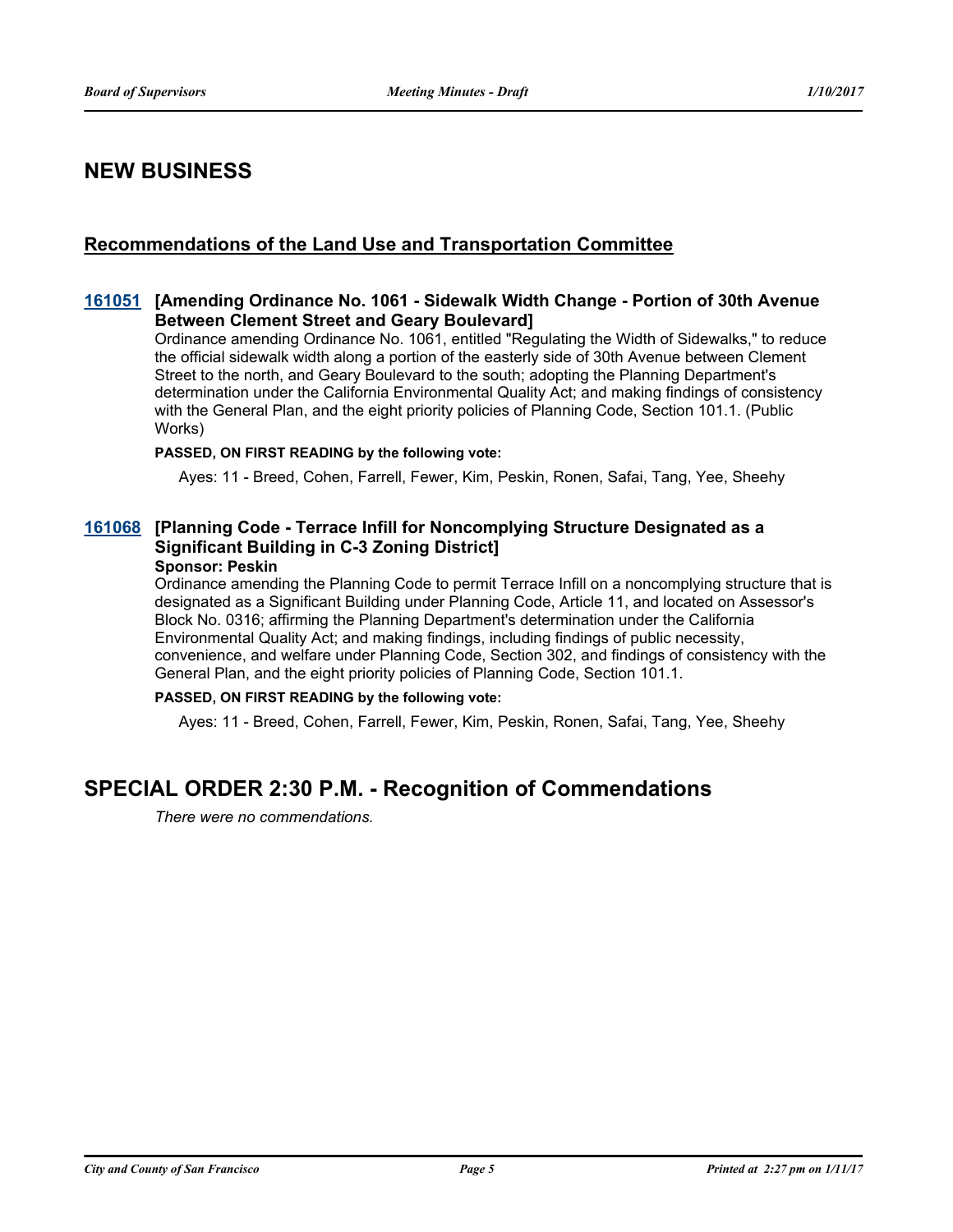## NEW BUSINESS

### Recommendations of the Land Use and Transportation Committee

**161051 [Amending Ordinance No. 1061 - Sidewalk Width Change - Portion of 30th Avenue Between Clement Street and Geary Boulevard]**

Ordinance amending Ordinance No. 1061, entitled "Regulating the Width of Sidewalks," to reduce the official sidewalk width along a portion of the easterly side of 30th Avenue between Clement Street to the north, and Geary Boulevard to the south; adopting the Planning Department's determination under the California Environmental Quality Act; and making findings of consistency with the General Plan, and the eight priority policies of Planning Code, Section 101.1. (Public Works)

**PASSED, ON FIRST READING by the following vote:**

Ayes: 11 - Breed, Cohen, Farrell, Fewer, Kim, Peskin, Ronen, Safai, Tang, Yee, Sheehy

**161068 [Planning Code - Terrace Infill for Noncomplying Structure Designated as a Significant Building in C-3 Zoning District]**

**Sponsor: Peskin**

Ordinance amending the Planning Code to permit Terrace Infill on a noncomplying structure that is designated as a Significant Building under Planning Code, Article 11, and located on Assessor's Block No. 0316; affirming the Planning Department's determination under the California Environmental Quality Act; and making findings, including findings of public necessity, convenience, and welfare under Planning Code, Section 302, and findings of consistency with the General Plan, and the eight priority policies of Planning Code, Section 101.1.

**PASSED, ON FIRST READING by the following vote:**

Ayes: 11 - Breed, Cohen, Farrell, Fewer, Kim, Peskin, Ronen, Safai, Tang, Yee, Sheehy

## SPECIAL ORDER 2:30 P.M. - Recognition of Commendations

*There were no commendations.*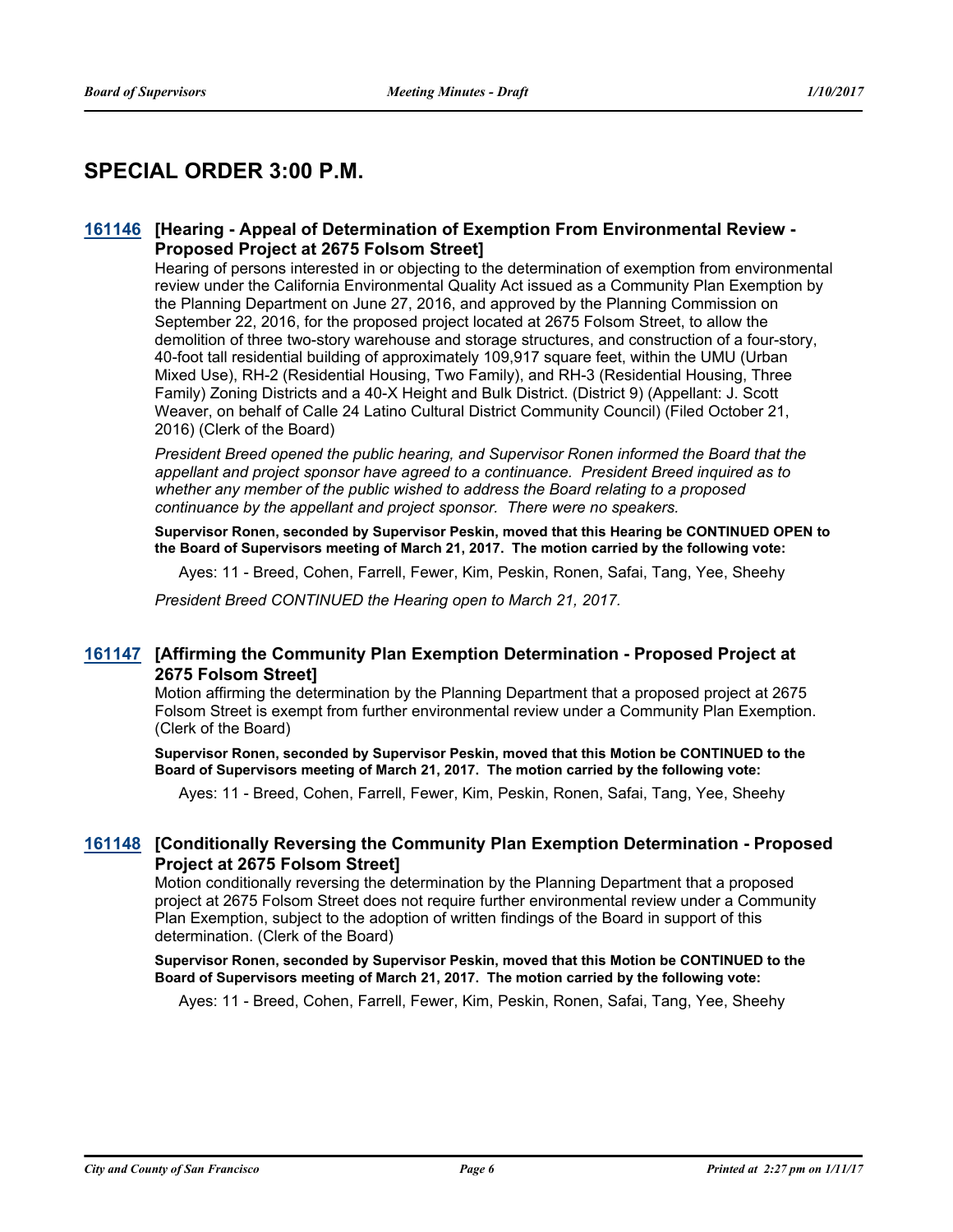## SPECIAL ORDER 3:00 P.M.

### 161146 [Hearing - Appeal of Determination of Exemption From Environmental Review - Proposed Project at 2675 Folsom Street]

Hearing of persons interested in or objecting to the determination of exemption from environmental review under the California Environmental Quality Act issued as a Community Plan Exemption by the Planning Department on June 27, 2016, and approved by the Planning Commission on September 22, 2016, for the proposed project located at 2675 Folsom Street, to allow the demolition of three two-story warehouse and storage structures, and construction of a four-story, 40-foot tall residential building of approximately 109,917 square feet, within the UMU (Urban Mixed Use), RH-2 (Residential Housing, Two Family), and RH-3 (Residential Housing, Three Family) Zoning Districts and a 40-X Height and Bulk District. (District 9) (Appellant: J. Scott Weaver, on behalf of Calle 24 Latino Cultural District Community Council) (Filed October 21, 2016) (Clerk of the Board)

*President Breed opened the public hearing, and Supervisor Ronen informed the Board that the appellant and project sponsor have agreed to a continuance. President Breed inquired as to whether any member of the public wished to address the Board relating to a proposed continuance by the appellant and project sponsor. There were no speakers.*

**Supervisor Ronen, seconded by Supervisor Peskin, moved that this Hearing be CONTINUED OPEN to the Board of Supervisors meeting of March 21, 2017. The motion carried by the following vote:**

Ayes: 11 - Breed, Cohen, Farrell, Fewer, Kim, Peskin, Ronen, Safai, Tang, Yee, Sheehy

*President Breed CONTINUED the Hearing open to March 21, 2017.*

### 161147 [Affirming the Community Plan Exemption Determination - Proposed Project at 2675 Folsom Street]

Motion affirming the determination by the Planning Department that a proposed project at 2675 Folsom Street is exempt from further environmental review under a Community Plan Exemption. (Clerk of the Board)

**Supervisor Ronen, seconded by Supervisor Peskin, moved that this Motion be CONTINUED to the Board of Supervisors meeting of March 21, 2017. The motion carried by the following vote:**

Ayes: 11 - Breed, Cohen, Farrell, Fewer, Kim, Peskin, Ronen, Safai, Tang, Yee, Sheehy

### 161148 [Conditionally Reversing the Community Plan Exemption Determination - Proposed Project at 2675 Folsom Street]

Motion conditionally reversing the determination by the Planning Department that a proposed project at 2675 Folsom Street does not require further environmental review under a Community Plan Exemption, subject to the adoption of written findings of the Board in support of this determination. (Clerk of the Board)

**Supervisor Ronen, seconded by Supervisor Peskin, moved that this Motion be CONTINUED to the Board of Supervisors meeting of March 21, 2017. The motion carried by the following vote:**

Ayes: 11 - Breed, Cohen, Farrell, Fewer, Kim, Peskin, Ronen, Safai, Tang, Yee, Sheehy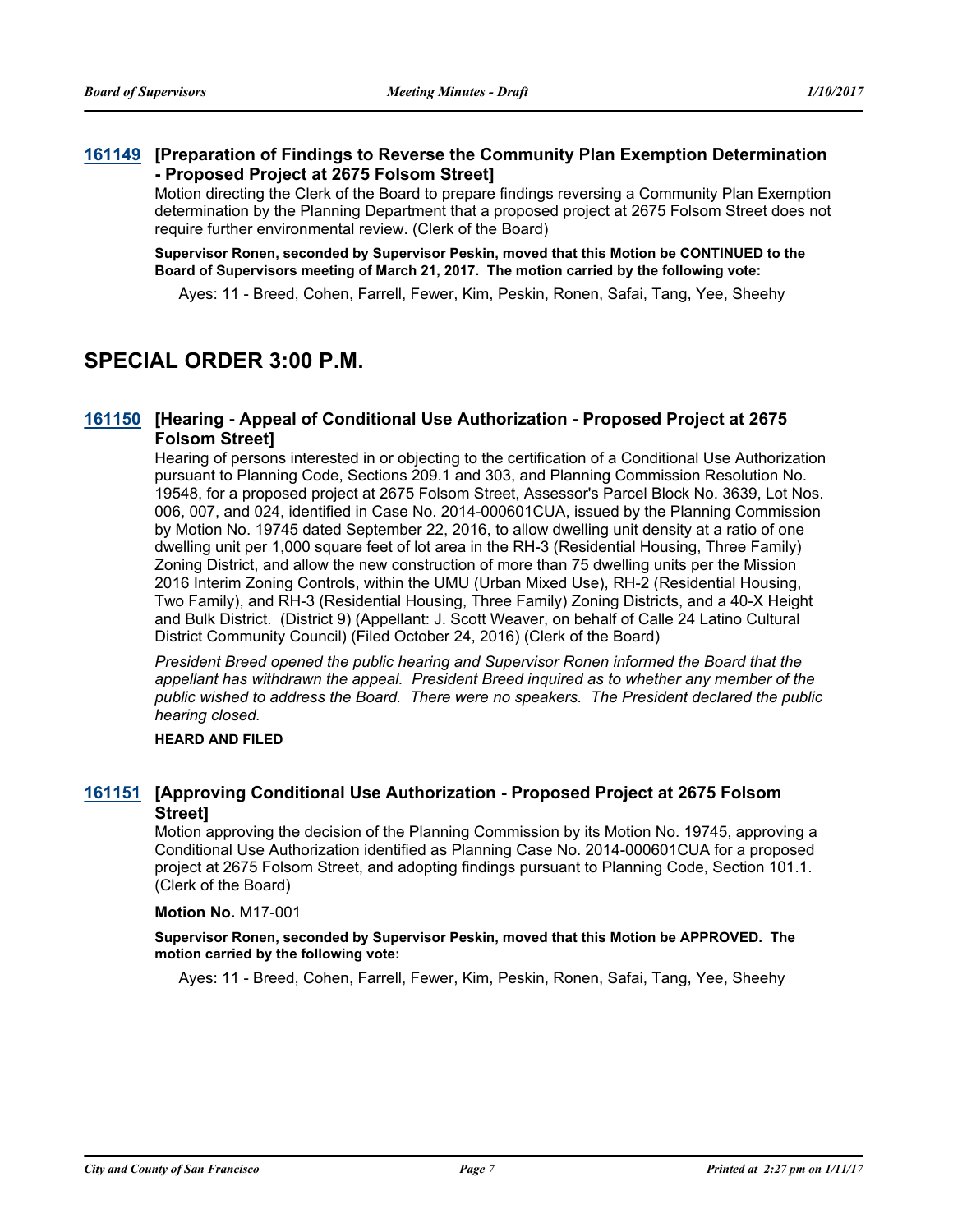### 161149 [Preparation of Findings to Reverse the Community Plan Exemption Determination - Proposed Project at 2675 Folsom Street]

Motion directing the Clerk of the Board to prepare findings reversing a Community Plan Exemption determination by the Planning Department that a proposed project at 2675 Folsom Street does not require further environmental review. (Clerk of the Board)

**Supervisor Ronen, seconded by Supervisor Peskin, moved that this Motion be CONTINUED to the Board of Supervisors meeting of March 21, 2017. The motion carried by the following vote:**

Ayes: 11 - Breed, Cohen, Farrell, Fewer, Kim, Peskin, Ronen, Safai, Tang, Yee, Sheehy

## SPECIAL ORDER 3:00 P.M.

### 161150 [Hearing - Appeal of Conditional Use Authorization - Proposed Project at 2675 Folsom Street]

Hearing of persons interested in or objecting to the certification of a Conditional Use Authorization pursuant to Planning Code, Sections 209.1 and 303, and Planning Commission Resolution No. 19548, for a proposed project at 2675 Folsom Street, Assessor's Parcel Block No. 3639, Lot Nos. 006, 007, and 024, identified in Case No. 2014-000601CUA, issued by the Planning Commission by Motion No. 19745 dated September 22, 2016, to allow dwelling unit density at a ratio of one dwelling unit per 1,000 square feet of lot area in the RH-3 (Residential Housing, Three Family) Zoning District, and allow the new construction of more than 75 dwelling units per the Mission 2016 Interim Zoning Controls, within the UMU (Urban Mixed Use), RH-2 (Residential Housing, Two Family), and RH-3 (Residential Housing, Three Family) Zoning Districts, and a 40-X Height and Bulk District. (District 9) (Appellant: J. Scott Weaver, on behalf of Calle 24 Latino Cultural District Community Council) (Filed October 24, 2016) (Clerk of the Board)

*President Breed opened the public hearing and Supervisor Ronen informed the Board that the appellant has withdrawn the appeal. President Breed inquired as to whether any member of the public wished to address the Board. There were no speakers. The President declared the public hearing closed.*

**HEARD AND FILED**

### 161151 [Approving Conditional Use Authorization - Proposed Project at 2675 Folsom Street]

Motion approving the decision of the Planning Commission by its Motion No. 19745, approving a Conditional Use Authorization identified as Planning Case No. 2014-000601CUA for a proposed project at 2675 Folsom Street, and adopting findings pursuant to Planning Code, Section 101.1. (Clerk of the Board)

**Motion No.** M17-001

**Supervisor Ronen, seconded by Supervisor Peskin, moved that this Motion be APPROVED. The motion carried by the following vote:**

Ayes: 11 - Breed, Cohen, Farrell, Fewer, Kim, Peskin, Ronen, Safai, Tang, Yee, Sheehy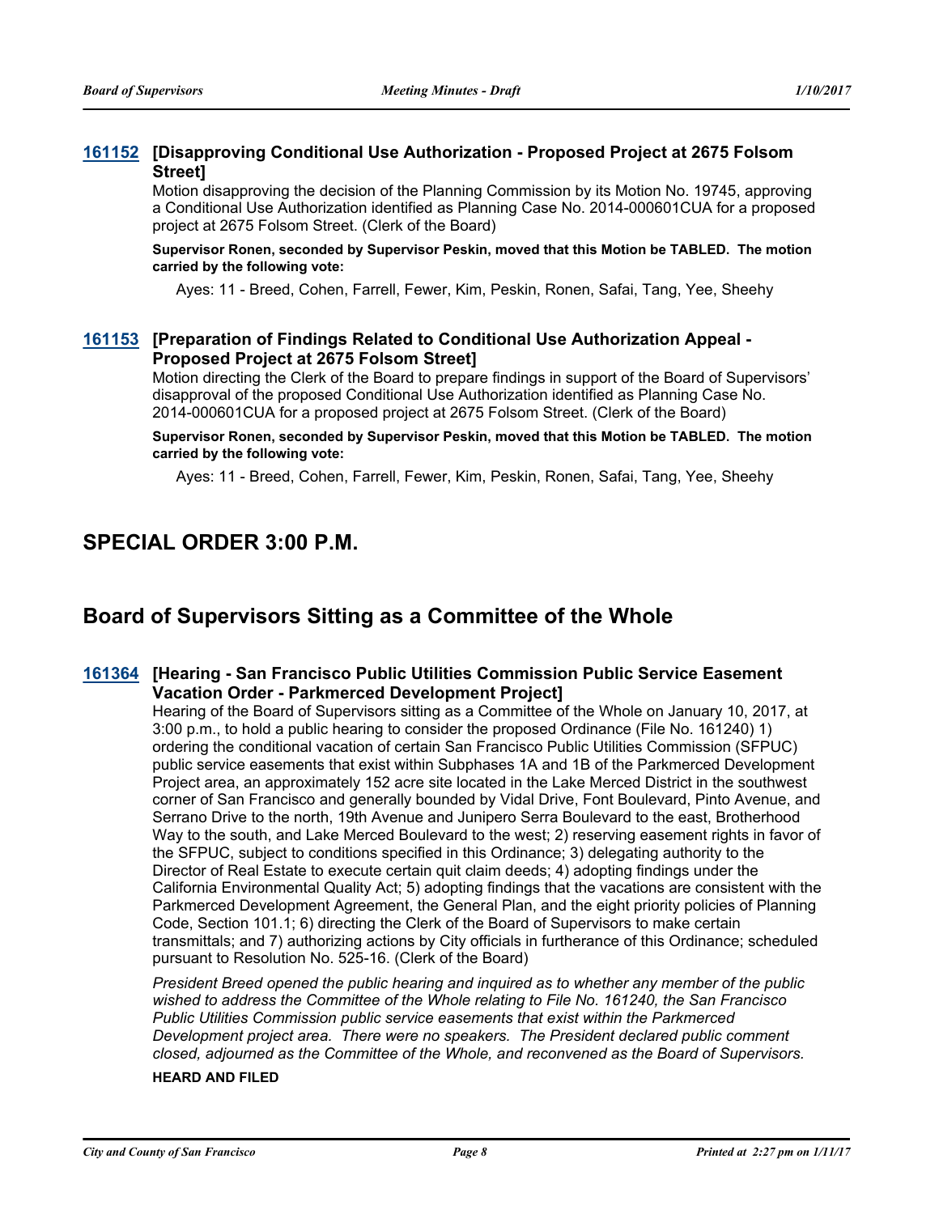### 161152 [Disapproving Conditional Use Authorization - Proposed Project at 2675 Folsom Street]

Motion disapproving the decision of the Planning Commission by its Motion No. 19745, approving a Conditional Use Authorization identified as Planning Case No. 2014-000601CUA for a proposed project at 2675 Folsom Street. (Clerk of the Board)

**Supervisor Ronen, seconded by Supervisor Peskin, moved that this Motion be TABLED. The motion carried by the following vote:**

Ayes: 11 - Breed, Cohen, Farrell, Fewer, Kim, Peskin, Ronen, Safai, Tang, Yee, Sheehy

### 161153 [Preparation of Findings Related to Conditional Use Authorization Appeal - Proposed Project at 2675 Folsom Street]

Motion directing the Clerk of the Board to prepare findings in support of the Board of Supervisors' disapproval of the proposed Conditional Use Authorization identified as Planning Case No. 2014-000601CUA for a proposed project at 2675 Folsom Street. (Clerk of the Board)

**Supervisor Ronen, seconded by Supervisor Peskin, moved that this Motion be TABLED. The motion carried by the following vote:**

Ayes: 11 - Breed, Cohen, Farrell, Fewer, Kim, Peskin, Ronen, Safai, Tang, Yee, Sheehy

## SPECIAL ORDER 3:00 P.M.

## Board of Supervisors Sitting as a Committee of the Whole

### 161364 [Hearing - San Francisco Public Utilities Commission Public Service Easement Vacation Order - Parkmerced Development Project]

Hearing of the Board of Supervisors sitting as a Committee of the Whole on January 10, 2017, at 3:00 p.m., to hold a public hearing to consider the proposed Ordinance (File No. 161240) 1) ordering the conditional vacation of certain San Francisco Public Utilities Commission (SFPUC) public service easements that exist within Subphases 1A and 1B of the Parkmerced Development Project area, an approximately 152 acre site located in the Lake Merced District in the southwest corner of San Francisco and generally bounded by Vidal Drive, Font Boulevard, Pinto Avenue, and Serrano Drive to the north, 19th Avenue and Junipero Serra Boulevard to the east, Brotherhood Way to the south, and Lake Merced Boulevard to the west; 2) reserving easement rights in favor of the SFPUC, subject to conditions specified in this Ordinance; 3) delegating authority to the Director of Real Estate to execute certain quit claim deeds; 4) adopting findings under the California Environmental Quality Act; 5) adopting findings that the vacations are consistent with the Parkmerced Development Agreement, the General Plan, and the eight priority policies of Planning Code, Section 101.1; 6) directing the Clerk of the Board of Supervisors to make certain transmittals; and 7) authorizing actions by City officials in furtherance of this Ordinance; scheduled pursuant to Resolution No. 525-16. (Clerk of the Board)

*President Breed opened the public hearing and inquired as to whether any member of the public wished to address the Committee of the Whole relating to File No. 161240, the San Francisco Public Utilities Commission public service easements that exist within the Parkmerced Development project area. There were no speakers. The President declared public comment closed, adjourned as the Committee of the Whole, and reconvened as the Board of Supervisors.*

**HEARD AND FILED**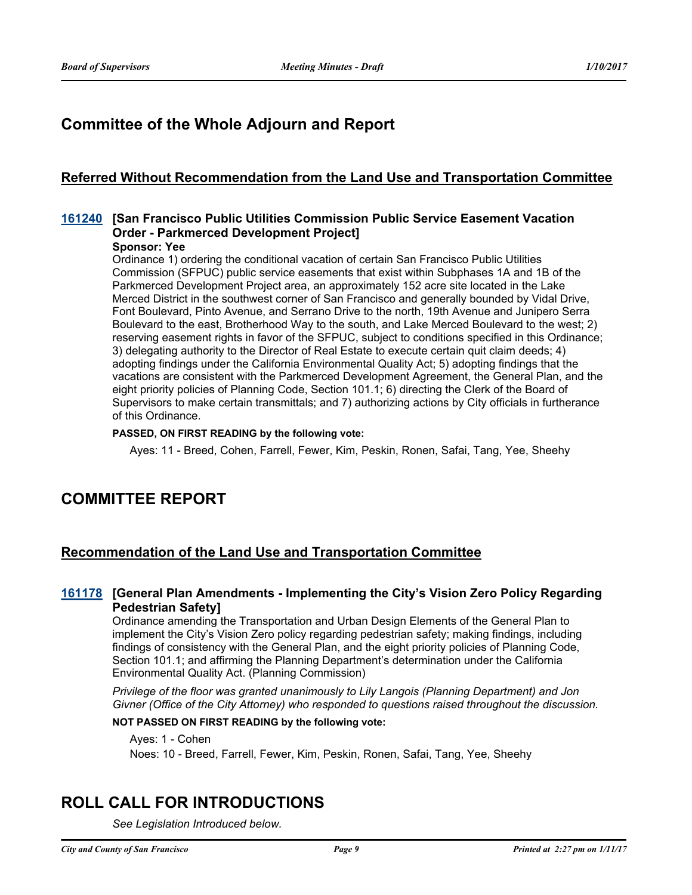## Committee of the Whole Adjourn and Report

### Referred Without Recommendation from the Land Use and Transportation Committee

**161240 [San Francisco Public Utilities Commission Public Service Easement Vacation Order - Parkmerced Development Project]**

**Sponsor: Yee**

Ordinance 1) ordering the conditional vacation of certain San Francisco Public Utilities Commission (SFPUC) public service easements that exist within Subphases 1A and 1B of the Parkmerced Development Project area, an approximately 152 acre site located in the Lake Merced District in the southwest corner of San Francisco and generally bounded by Vidal Drive, Font Boulevard, Pinto Avenue, and Serrano Drive to the north, 19th Avenue and Junipero Serra Boulevard to the east, Brotherhood Way to the south, and Lake Merced Boulevard to the west; 2) reserving easement rights in favor of the SFPUC, subject to conditions specified in this Ordinance; 3) delegating authority to the Director of Real Estate to execute certain quit claim deeds; 4) adopting findings under the California Environmental Quality Act; 5) adopting findings that the vacations are consistent with the Parkmerced Development Agreement, the General Plan, and the eight priority policies of Planning Code, Section 101.1; 6) directing the Clerk of the Board of Supervisors to make certain transmittals; and 7) authorizing actions by City officials in furtherance of this Ordinance.

**PASSED, ON FIRST READING by the following vote:**

Ayes: 11 - Breed, Cohen, Farrell, Fewer, Kim, Peskin, Ronen, Safai, Tang, Yee, Sheehy

## COMMITTEE REPORT

### Recommendation of the Land Use and Transportation Committee

**161178 [General Plan Amendments - Implementing the City's Vision Zero Policy Regarding Pedestrian Safety]**

Ordinance amending the Transportation and Urban Design Elements of the General Plan to implement the City's Vision Zero policy regarding pedestrian safety; making findings, including findings of consistency with the General Plan, and the eight priority policies of Planning Code, Section 101.1; and affirming the Planning Department's determination under the California Environmental Quality Act. (Planning Commission)

*Privilege of the floor was granted unanimously to Lily Langois (Planning Department) and Jon Givner (Office of the City Attorney) who responded to questions raised throughout the discussion.*

**NOT PASSED ON FIRST READING by the following vote:**

Ayes: 1 - Cohen

Noes: 10 - Breed, Farrell, Fewer, Kim, Peskin, Ronen, Safai, Tang, Yee, Sheehy

## ROLL CALL FOR INTRODUCTIONS

*See Legislation Introduced below.*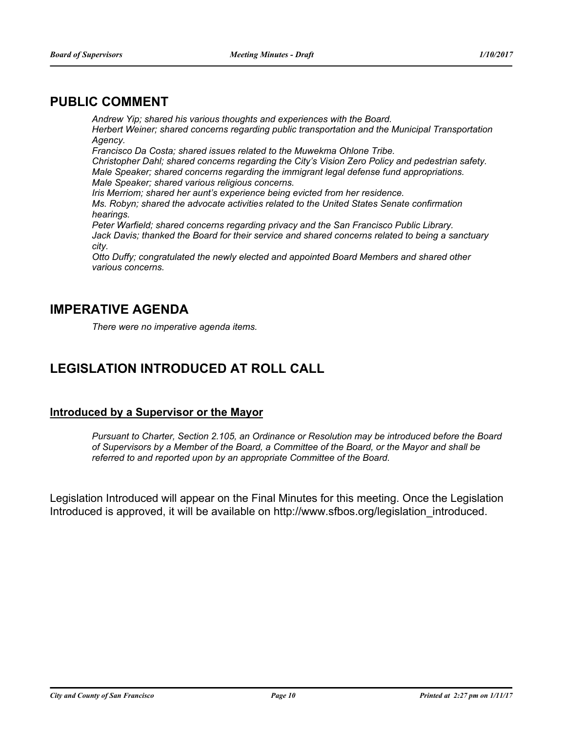## PUBLIC COMMENT

*Andrew Yip; shared his various thoughts and experiences with the Board.*
*Herbert Weiner; shared concerns regarding public transportation and the Municipal Transportation Agency.*
*Francisco Da Costa; shared issues related to the Muwekma Ohlone Tribe.*
*Christopher Dahl; shared concerns regarding the City's Vision Zero Policy and pedestrian safety.*
*Male Speaker; shared concerns regarding the immigrant legal defense fund appropriations.*
*Male Speaker; shared various religious concerns.*
*Iris Merriom; shared her aunt's experience being evicted from her residence.*
*Ms. Robyn; shared the advocate activities related to the United States Senate confirmation hearings.*
*Peter Warfield; shared concerns regarding privacy and the San Francisco Public Library.*
*Jack Davis; thanked the Board for their service and shared concerns related to being a sanctuary city.*
*Otto Duffy; congratulated the newly elected and appointed Board Members and shared other various concerns.*

## IMPERATIVE AGENDA

*There were no imperative agenda items.*

## LEGISLATION INTRODUCED AT ROLL CALL

### Introduced by a Supervisor or the Mayor

*Pursuant to Charter, Section 2.105, an Ordinance or Resolution may be introduced before the Board of Supervisors by a Member of the Board, a Committee of the Board, or the Mayor and shall be referred to and reported upon by an appropriate Committee of the Board.*

Legislation Introduced will appear on the Final Minutes for this meeting. Once the Legislation Introduced is approved, it will be available on http://www.sfbos.org/legislation_introduced.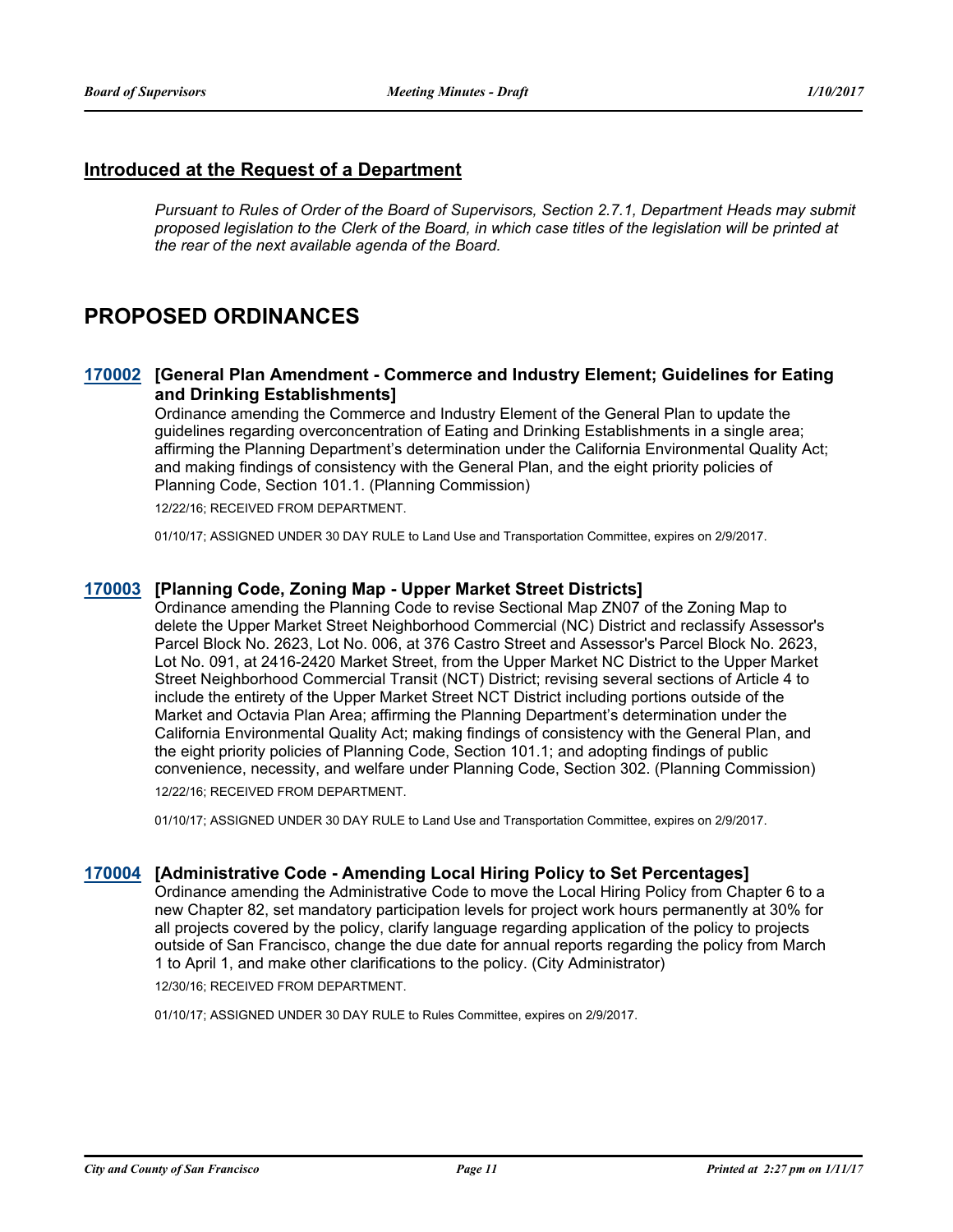## Introduced at the Request of a Department

*Pursuant to Rules of Order of the Board of Supervisors, Section 2.7.1, Department Heads may submit proposed legislation to the Clerk of the Board, in which case titles of the legislation will be printed at the rear of the next available agenda of the Board.*

# PROPOSED ORDINANCES

### 170002 [General Plan Amendment - Commerce and Industry Element; Guidelines for Eating and Drinking Establishments]

Ordinance amending the Commerce and Industry Element of the General Plan to update the guidelines regarding overconcentration of Eating and Drinking Establishments in a single area; affirming the Planning Department's determination under the California Environmental Quality Act; and making findings of consistency with the General Plan, and the eight priority policies of Planning Code, Section 101.1. (Planning Commission)

12/22/16; RECEIVED FROM DEPARTMENT.

01/10/17; ASSIGNED UNDER 30 DAY RULE to Land Use and Transportation Committee, expires on 2/9/2017.

### 170003 [Planning Code, Zoning Map - Upper Market Street Districts]

Ordinance amending the Planning Code to revise Sectional Map ZN07 of the Zoning Map to delete the Upper Market Street Neighborhood Commercial (NC) District and reclassify Assessor's Parcel Block No. 2623, Lot No. 006, at 376 Castro Street and Assessor's Parcel Block No. 2623, Lot No. 091, at 2416-2420 Market Street, from the Upper Market NC District to the Upper Market Street Neighborhood Commercial Transit (NCT) District; revising several sections of Article 4 to include the entirety of the Upper Market Street NCT District including portions outside of the Market and Octavia Plan Area; affirming the Planning Department's determination under the California Environmental Quality Act; making findings of consistency with the General Plan, and the eight priority policies of Planning Code, Section 101.1; and adopting findings of public convenience, necessity, and welfare under Planning Code, Section 302. (Planning Commission)

12/22/16; RECEIVED FROM DEPARTMENT.

01/10/17; ASSIGNED UNDER 30 DAY RULE to Land Use and Transportation Committee, expires on 2/9/2017.

### 170004 [Administrative Code - Amending Local Hiring Policy to Set Percentages]

Ordinance amending the Administrative Code to move the Local Hiring Policy from Chapter 6 to a new Chapter 82, set mandatory participation levels for project work hours permanently at 30% for all projects covered by the policy, clarify language regarding application of the policy to projects outside of San Francisco, change the due date for annual reports regarding the policy from March 1 to April 1, and make other clarifications to the policy. (City Administrator)

12/30/16; RECEIVED FROM DEPARTMENT.

01/10/17; ASSIGNED UNDER 30 DAY RULE to Rules Committee, expires on 2/9/2017.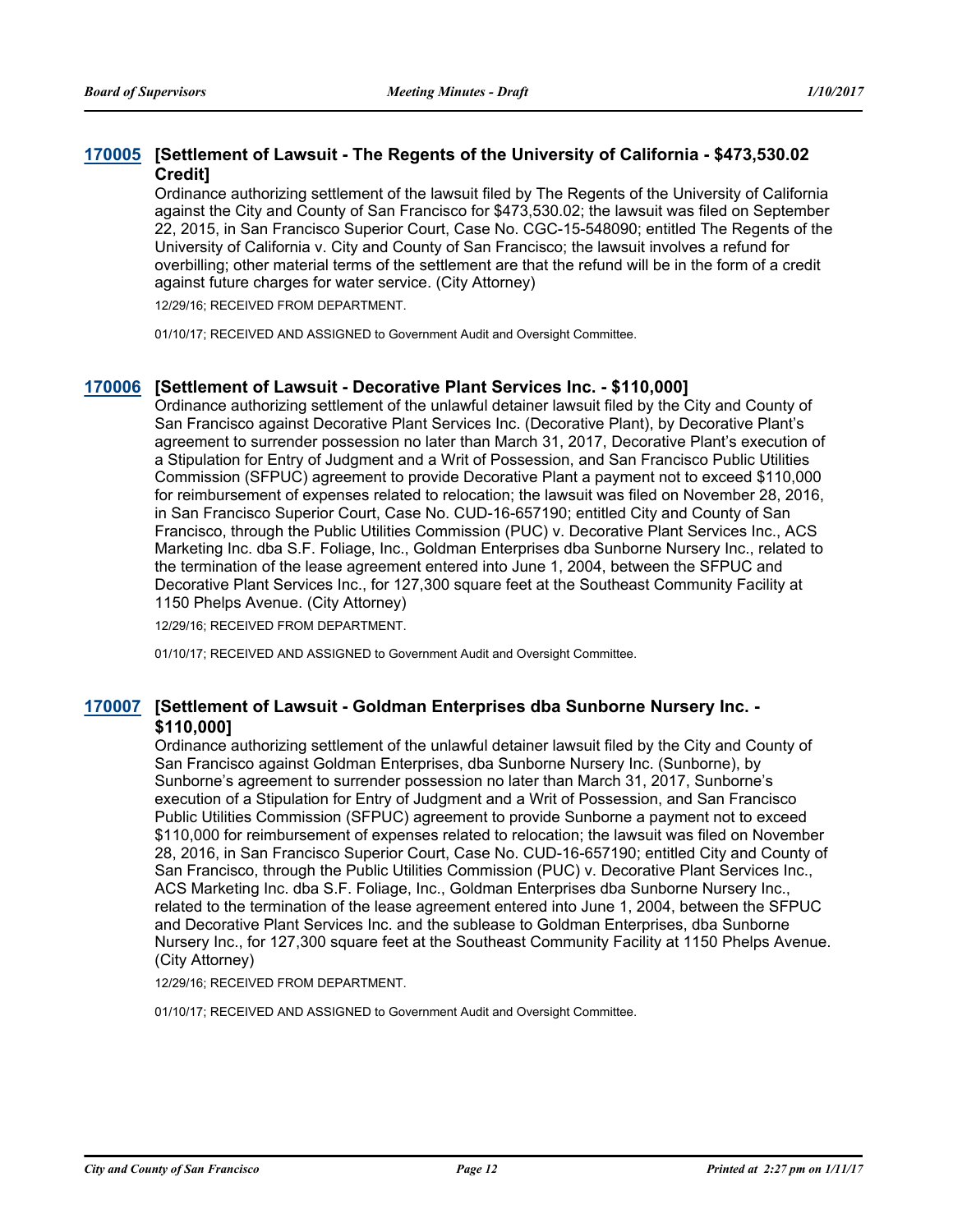### 170005 [Settlement of Lawsuit - The Regents of the University of California - $473,530.02 Credit]

Ordinance authorizing settlement of the lawsuit filed by The Regents of the University of California against the City and County of San Francisco for $473,530.02; the lawsuit was filed on September 22, 2015, in San Francisco Superior Court, Case No. CGC-15-548090; entitled The Regents of the University of California v. City and County of San Francisco; the lawsuit involves a refund for overbilling; other material terms of the settlement are that the refund will be in the form of a credit against future charges for water service. (City Attorney)

12/29/16; RECEIVED FROM DEPARTMENT.

01/10/17; RECEIVED AND ASSIGNED to Government Audit and Oversight Committee.

### 170006 [Settlement of Lawsuit - Decorative Plant Services Inc. - $110,000]

Ordinance authorizing settlement of the unlawful detainer lawsuit filed by the City and County of San Francisco against Decorative Plant Services Inc. (Decorative Plant), by Decorative Plant's agreement to surrender possession no later than March 31, 2017, Decorative Plant's execution of a Stipulation for Entry of Judgment and a Writ of Possession, and San Francisco Public Utilities Commission (SFPUC) agreement to provide Decorative Plant a payment not to exceed $110,000 for reimbursement of expenses related to relocation; the lawsuit was filed on November 28, 2016, in San Francisco Superior Court, Case No. CUD-16-657190; entitled City and County of San Francisco, through the Public Utilities Commission (PUC) v. Decorative Plant Services Inc., ACS Marketing Inc. dba S.F. Foliage, Inc., Goldman Enterprises dba Sunborne Nursery Inc., related to the termination of the lease agreement entered into June 1, 2004, between the SFPUC and Decorative Plant Services Inc., for 127,300 square feet at the Southeast Community Facility at 1150 Phelps Avenue. (City Attorney)

12/29/16; RECEIVED FROM DEPARTMENT.

01/10/17; RECEIVED AND ASSIGNED to Government Audit and Oversight Committee.

### 170007 [Settlement of Lawsuit - Goldman Enterprises dba Sunborne Nursery Inc. - $110,000]

Ordinance authorizing settlement of the unlawful detainer lawsuit filed by the City and County of San Francisco against Goldman Enterprises, dba Sunborne Nursery Inc. (Sunborne), by Sunborne's agreement to surrender possession no later than March 31, 2017, Sunborne's execution of a Stipulation for Entry of Judgment and a Writ of Possession, and San Francisco Public Utilities Commission (SFPUC) agreement to provide Sunborne a payment not to exceed $110,000 for reimbursement of expenses related to relocation; the lawsuit was filed on November 28, 2016, in San Francisco Superior Court, Case No. CUD-16-657190; entitled City and County of San Francisco, through the Public Utilities Commission (PUC) v. Decorative Plant Services Inc., ACS Marketing Inc. dba S.F. Foliage, Inc., Goldman Enterprises dba Sunborne Nursery Inc., related to the termination of the lease agreement entered into June 1, 2004, between the SFPUC and Decorative Plant Services Inc. and the sublease to Goldman Enterprises, dba Sunborne Nursery Inc., for 127,300 square feet at the Southeast Community Facility at 1150 Phelps Avenue. (City Attorney)

12/29/16; RECEIVED FROM DEPARTMENT.

01/10/17; RECEIVED AND ASSIGNED to Government Audit and Oversight Committee.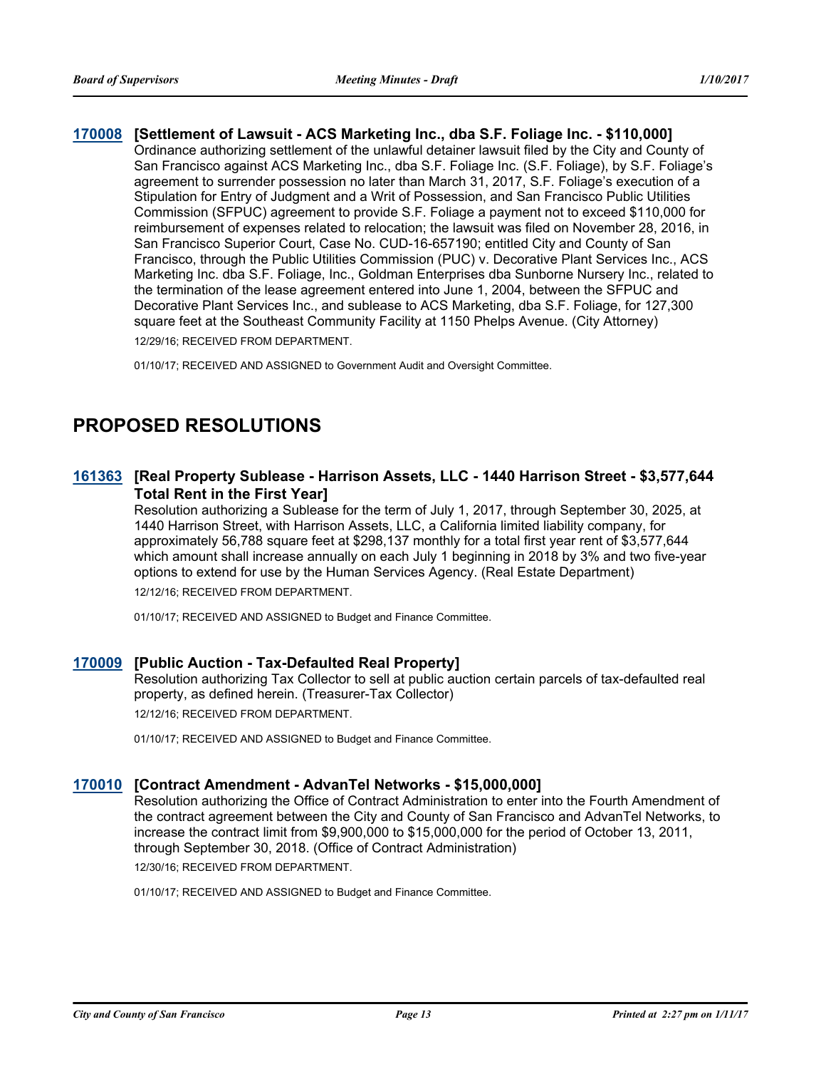**170008 [Settlement of Lawsuit - ACS Marketing Inc., dba S.F. Foliage Inc. - $110,000]**

Ordinance authorizing settlement of the unlawful detainer lawsuit filed by the City and County of San Francisco against ACS Marketing Inc., dba S.F. Foliage Inc. (S.F. Foliage), by S.F. Foliage's agreement to surrender possession no later than March 31, 2017, S.F. Foliage's execution of a Stipulation for Entry of Judgment and a Writ of Possession, and San Francisco Public Utilities Commission (SFPUC) agreement to provide S.F. Foliage a payment not to exceed $110,000 for reimbursement of expenses related to relocation; the lawsuit was filed on November 28, 2016, in San Francisco Superior Court, Case No. CUD-16-657190; entitled City and County of San Francisco, through the Public Utilities Commission (PUC) v. Decorative Plant Services Inc., ACS Marketing Inc. dba S.F. Foliage, Inc., Goldman Enterprises dba Sunborne Nursery Inc., related to the termination of the lease agreement entered into June 1, 2004, between the SFPUC and Decorative Plant Services Inc., and sublease to ACS Marketing, dba S.F. Foliage, for 127,300 square feet at the Southeast Community Facility at 1150 Phelps Avenue. (City Attorney)

12/29/16; RECEIVED FROM DEPARTMENT.

01/10/17; RECEIVED AND ASSIGNED to Government Audit and Oversight Committee.

# PROPOSED RESOLUTIONS

**161363 [Real Property Sublease - Harrison Assets, LLC - 1440 Harrison Street - $3,577,644 Total Rent in the First Year]**

Resolution authorizing a Sublease for the term of July 1, 2017, through September 30, 2025, at 1440 Harrison Street, with Harrison Assets, LLC, a California limited liability company, for approximately 56,788 square feet at $298,137 monthly for a total first year rent of $3,577,644 which amount shall increase annually on each July 1 beginning in 2018 by 3% and two five-year options to extend for use by the Human Services Agency. (Real Estate Department)

12/12/16; RECEIVED FROM DEPARTMENT.

01/10/17; RECEIVED AND ASSIGNED to Budget and Finance Committee.

**170009 [Public Auction - Tax-Defaulted Real Property]**

Resolution authorizing Tax Collector to sell at public auction certain parcels of tax-defaulted real property, as defined herein. (Treasurer-Tax Collector)

12/12/16; RECEIVED FROM DEPARTMENT.

01/10/17; RECEIVED AND ASSIGNED to Budget and Finance Committee.

**170010 [Contract Amendment - AdvanTel Networks - $15,000,000]**

Resolution authorizing the Office of Contract Administration to enter into the Fourth Amendment of the contract agreement between the City and County of San Francisco and AdvanTel Networks, to increase the contract limit from $9,900,000 to $15,000,000 for the period of October 13, 2011, through September 30, 2018. (Office of Contract Administration)

12/30/16; RECEIVED FROM DEPARTMENT.

01/10/17; RECEIVED AND ASSIGNED to Budget and Finance Committee.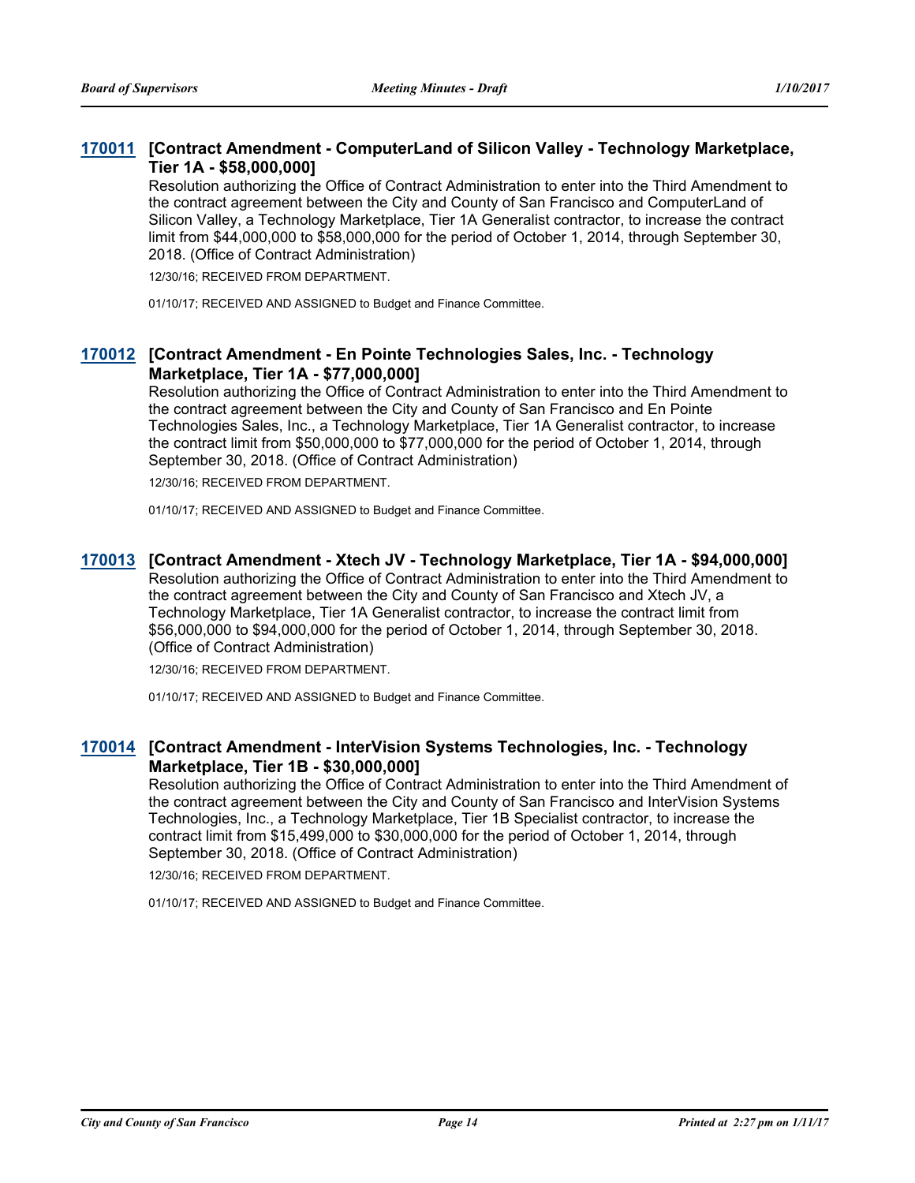### 170011 [Contract Amendment - ComputerLand of Silicon Valley - Technology Marketplace, Tier 1A - $58,000,000]

Resolution authorizing the Office of Contract Administration to enter into the Third Amendment to the contract agreement between the City and County of San Francisco and ComputerLand of Silicon Valley, a Technology Marketplace, Tier 1A Generalist contractor, to increase the contract limit from $44,000,000 to $58,000,000 for the period of October 1, 2014, through September 30, 2018. (Office of Contract Administration)

12/30/16; RECEIVED FROM DEPARTMENT.

01/10/17; RECEIVED AND ASSIGNED to Budget and Finance Committee.

### 170012 [Contract Amendment - En Pointe Technologies Sales, Inc. - Technology Marketplace, Tier 1A - $77,000,000]

Resolution authorizing the Office of Contract Administration to enter into the Third Amendment to the contract agreement between the City and County of San Francisco and En Pointe Technologies Sales, Inc., a Technology Marketplace, Tier 1A Generalist contractor, to increase the contract limit from $50,000,000 to $77,000,000 for the period of October 1, 2014, through September 30, 2018. (Office of Contract Administration)

12/30/16; RECEIVED FROM DEPARTMENT.

01/10/17; RECEIVED AND ASSIGNED to Budget and Finance Committee.

### 170013 [Contract Amendment - Xtech JV - Technology Marketplace, Tier 1A - $94,000,000]

Resolution authorizing the Office of Contract Administration to enter into the Third Amendment to the contract agreement between the City and County of San Francisco and Xtech JV, a Technology Marketplace, Tier 1A Generalist contractor, to increase the contract limit from $56,000,000 to $94,000,000 for the period of October 1, 2014, through September 30, 2018. (Office of Contract Administration)

12/30/16; RECEIVED FROM DEPARTMENT.

01/10/17; RECEIVED AND ASSIGNED to Budget and Finance Committee.

### 170014 [Contract Amendment - InterVision Systems Technologies, Inc. - Technology Marketplace, Tier 1B - $30,000,000]

Resolution authorizing the Office of Contract Administration to enter into the Third Amendment of the contract agreement between the City and County of San Francisco and InterVision Systems Technologies, Inc., a Technology Marketplace, Tier 1B Specialist contractor, to increase the contract limit from $15,499,000 to $30,000,000 for the period of October 1, 2014, through September 30, 2018. (Office of Contract Administration)

12/30/16; RECEIVED FROM DEPARTMENT.

01/10/17; RECEIVED AND ASSIGNED to Budget and Finance Committee.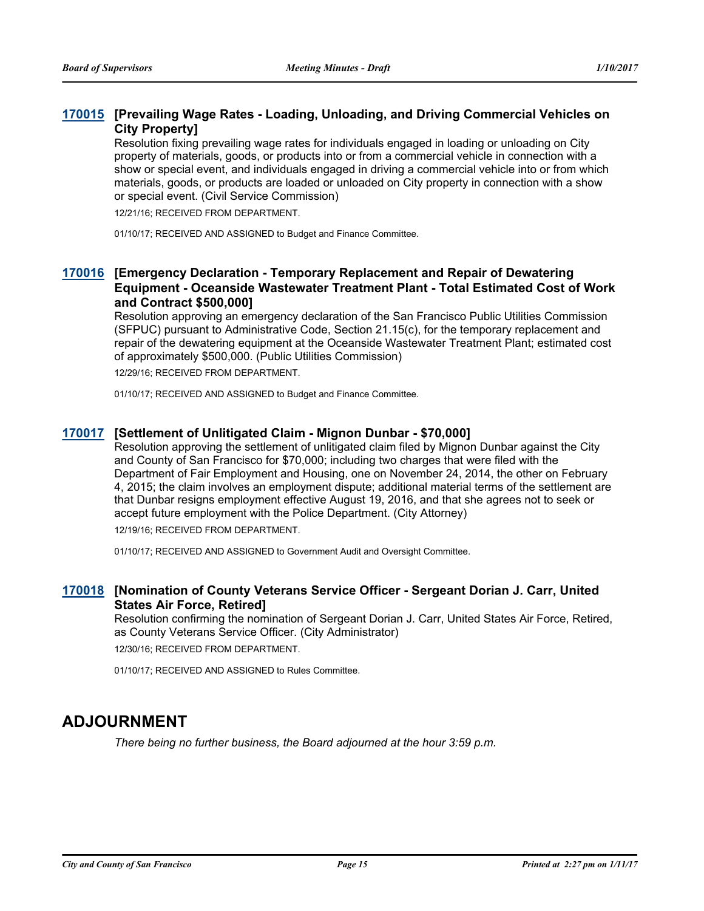### 170015 [Prevailing Wage Rates - Loading, Unloading, and Driving Commercial Vehicles on City Property]

Resolution fixing prevailing wage rates for individuals engaged in loading or unloading on City property of materials, goods, or products into or from a commercial vehicle in connection with a show or special event, and individuals engaged in driving a commercial vehicle into or from which materials, goods, or products are loaded or unloaded on City property in connection with a show or special event. (Civil Service Commission)

12/21/16; RECEIVED FROM DEPARTMENT.

01/10/17; RECEIVED AND ASSIGNED to Budget and Finance Committee.

### 170016 [Emergency Declaration - Temporary Replacement and Repair of Dewatering Equipment - Oceanside Wastewater Treatment Plant - Total Estimated Cost of Work and Contract $500,000]

Resolution approving an emergency declaration of the San Francisco Public Utilities Commission (SFPUC) pursuant to Administrative Code, Section 21.15(c), for the temporary replacement and repair of the dewatering equipment at the Oceanside Wastewater Treatment Plant; estimated cost of approximately $500,000. (Public Utilities Commission)

12/29/16; RECEIVED FROM DEPARTMENT.

01/10/17; RECEIVED AND ASSIGNED to Budget and Finance Committee.

### 170017 [Settlement of Unlitigated Claim - Mignon Dunbar - $70,000]

Resolution approving the settlement of unlitigated claim filed by Mignon Dunbar against the City and County of San Francisco for $70,000; including two charges that were filed with the Department of Fair Employment and Housing, one on November 24, 2014, the other on February 4, 2015; the claim involves an employment dispute; additional material terms of the settlement are that Dunbar resigns employment effective August 19, 2016, and that she agrees not to seek or accept future employment with the Police Department. (City Attorney)

12/19/16; RECEIVED FROM DEPARTMENT.

01/10/17; RECEIVED AND ASSIGNED to Government Audit and Oversight Committee.

### 170018 [Nomination of County Veterans Service Officer - Sergeant Dorian J. Carr, United States Air Force, Retired]

Resolution confirming the nomination of Sergeant Dorian J. Carr, United States Air Force, Retired, as County Veterans Service Officer. (City Administrator)

12/30/16; RECEIVED FROM DEPARTMENT.

01/10/17; RECEIVED AND ASSIGNED to Rules Committee.

## ADJOURNMENT

*There being no further business, the Board adjourned at the hour 3:59 p.m.*